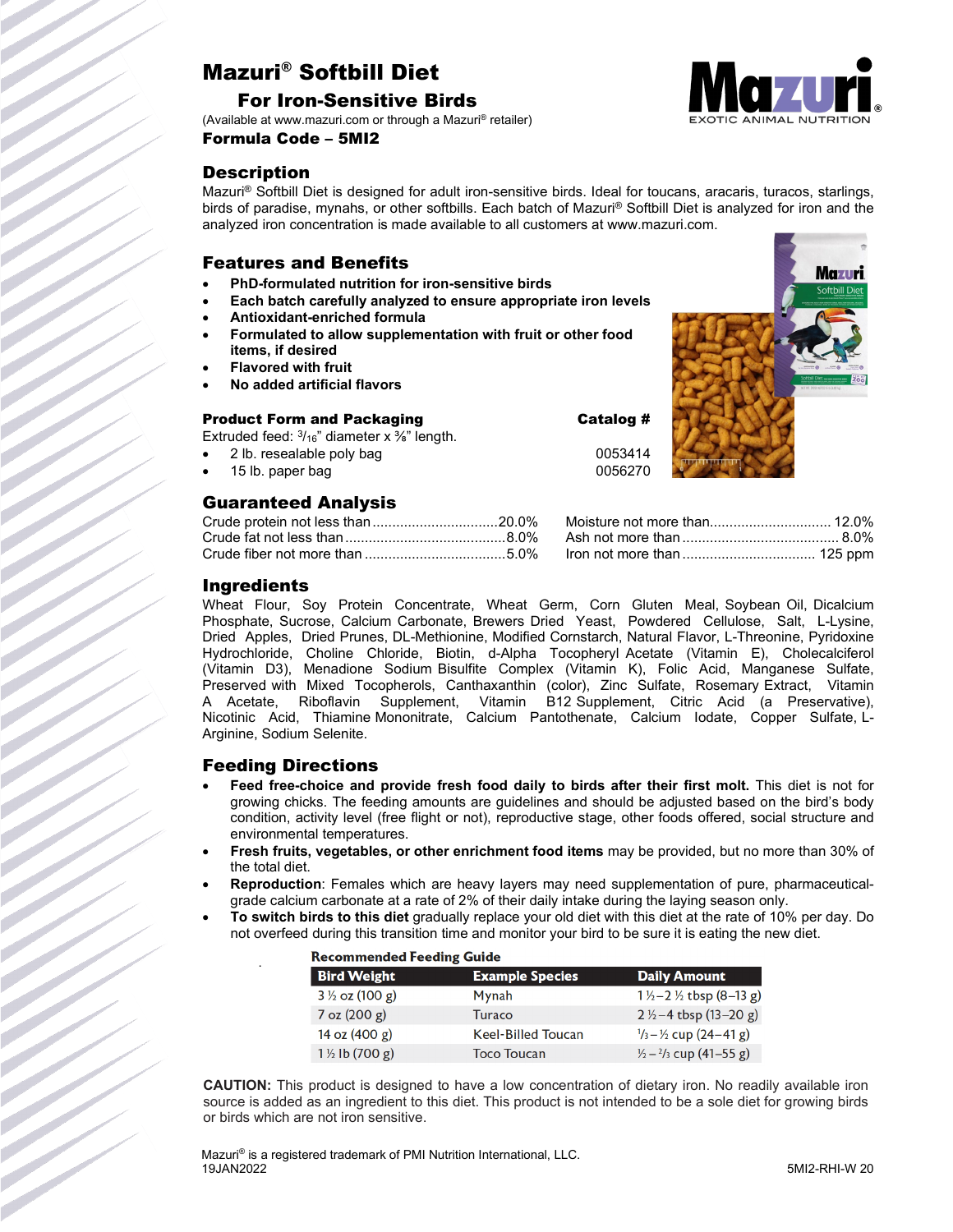# Mazuri® Softbill Diet

## For Iron-Sensitive Birds

(Available at www.mazuri.com or through a Mazuri® retailer)

**Formula Code – 5MI2**

## Description

Mazuri® Softbill Diet is designed for adult iron-sensitive birds. Ideal for toucans, aracaris, turacos, starlings, birds of paradise, mynahs, or other softbills. Each batch of Mazuri® Softbill Diet is analyzed for iron and the analyzed iron concentration is made available to all customers at www.mazuri.com.

## Features and Benefits

- **PhD-formulated nutrition for iron-sensitive birds**
- **Each batch carefully analyzed to ensure appropriate iron levels**
- **Antioxidant-enriched formula**
- **Formulated to allow supplementation with fruit or other food items, if desired**
- **Flavored with fruit**
- **No added artificial flavors**

### Product Form and Packaging

Extruded feed: 3/16" diameter x ⅜" length.

| Packaging | Catalog # |
|---|---|
| 2 lb. resealable poly bag | 0053414 |
| 15 lb. paper bag | 0056270 |

## Guaranteed Analysis

| | |
|---|---|
| Crude protein not less than | 20.0% |
| Crude fat not less than | 8.0% |
| Crude fiber not more than | 5.0% |
| Moisture not more than | 12.0% |
| Ash not more than | 8.0% |
| Iron not more than | 125 ppm |

## Ingredients

Wheat Flour, Soy Protein Concentrate, Wheat Germ, Corn Gluten Meal, Soybean Oil, Dicalcium Phosphate, Sucrose, Calcium Carbonate, Brewers Dried Yeast, Powdered Cellulose, Salt, L-Lysine, Dried Apples, Dried Prunes, DL-Methionine, Modified Cornstarch, Natural Flavor, L-Threonine, Pyridoxine Hydrochloride, Choline Chloride, Biotin, d-Alpha Tocopheryl Acetate (Vitamin E), Cholecalciferol (Vitamin D3), Menadione Sodium Bisulfite Complex (Vitamin K), Folic Acid, Manganese Sulfate, Preserved with Mixed Tocopherols, Canthaxanthin (color), Zinc Sulfate, Rosemary Extract, Vitamin A Acetate, Riboflavin Supplement, Vitamin B12 Supplement, Citric Acid (a Preservative), Nicotinic Acid, Thiamine Mononitrate, Calcium Pantothenate, Calcium Iodate, Copper Sulfate, L-Arginine, Sodium Selenite.

## Feeding Directions

- **Feed free-choice and provide fresh food daily to birds after their first molt.** This diet is not for growing chicks. The feeding amounts are guidelines and should be adjusted based on the bird's body condition, activity level (free flight or not), reproductive stage, other foods offered, social structure and environmental temperatures.
- **Fresh fruits, vegetables, or other enrichment food items** may be provided, but no more than 30% of the total diet.
- **Reproduction**: Females which are heavy layers may need supplementation of pure, pharmaceutical-grade calcium carbonate at a rate of 2% of their daily intake during the laying season only.
- **To switch birds to this diet** gradually replace your old diet with this diet at the rate of 10% per day. Do not overfeed during this transition time and monitor your bird to be sure it is eating the new diet.

**Recommended Feeding Guide**

| Bird Weight | Example Species | Daily Amount |
|---|---|---|
| 3 ½ oz (100 g) | Mynah | 1 ½ – 2 ½ tbsp (8–13 g) |
| 7 oz (200 g) | Turaco | 2 ½ – 4 tbsp (13–20 g) |
| 14 oz (400 g) | Keel-Billed Toucan | ⅓ – ½ cup (24–41 g) |
| 1 ½ lb (700 g) | Toco Toucan | ½ – ⅔ cup (41–55 g) |

**CAUTION:** This product is designed to have a low concentration of dietary iron. No readily available iron source is added as an ingredient to this diet. This product is not intended to be a sole diet for growing birds or birds which are not iron sensitive.

Mazuri® is a registered trademark of PMI Nutrition International, LLC.
19JAN2022 5MI2-RHI-W 20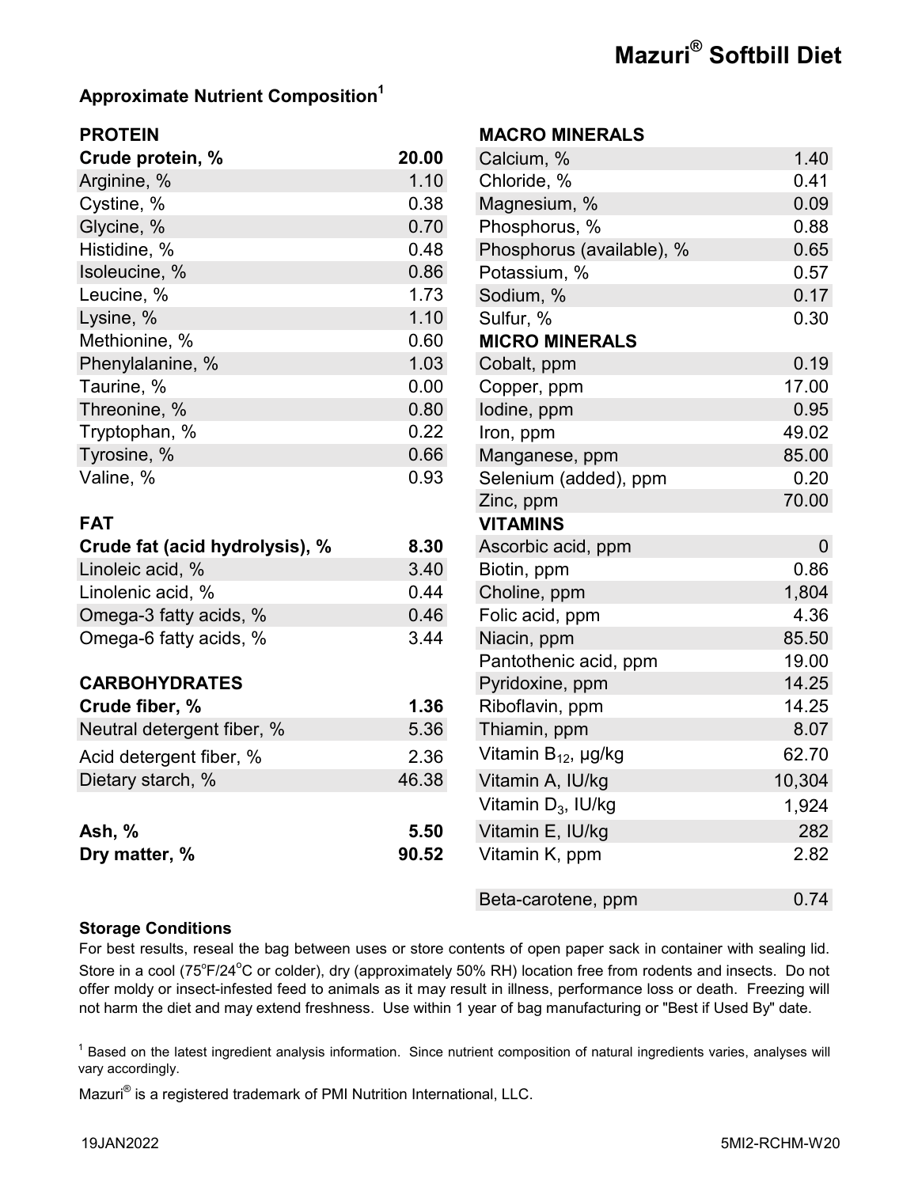# Mazuri® Softbill Diet

## Approximate Nutrient Composition[1]

| PROTEIN | |
|---|---|
| **Crude protein, %** | **20.00** |
| Arginine, % | 1.10 |
| Cystine, % | 0.38 |
| Glycine, % | 0.70 |
| Histidine, % | 0.48 |
| Isoleucine, % | 0.86 |
| Leucine, % | 1.73 |
| Lysine, % | 1.10 |
| Methionine, % | 0.60 |
| Phenylalanine, % | 1.03 |
| Taurine, % | 0.00 |
| Threonine, % | 0.80 |
| Tryptophan, % | 0.22 |
| Tyrosine, % | 0.66 |
| Valine, % | 0.93 |

| FAT | |
|---|---|
| **Crude fat (acid hydrolysis), %** | **8.30** |
| Linoleic acid, % | 3.40 |
| Linolenic acid, % | 0.44 |
| Omega-3 fatty acids, % | 0.46 |
| Omega-6 fatty acids, % | 3.44 |

| CARBOHYDRATES | |
|---|---|
| **Crude fiber, %** | **1.36** |
| Neutral detergent fiber, % | 5.36 |
| Acid detergent fiber, % | 2.36 |
| Dietary starch, % | 46.38 |

| | |
|---|---|
| **Ash, %** | **5.50** |
| **Dry matter, %** | **90.52** |

| MACRO MINERALS | |
|---|---|
| Calcium, % | 1.40 |
| Chloride, % | 0.41 |
| Magnesium, % | 0.09 |
| Phosphorus, % | 0.88 |
| Phosphorus (available), % | 0.65 |
| Potassium, % | 0.57 |
| Sodium, % | 0.17 |
| Sulfur, % | 0.30 |
| **MICRO MINERALS** | |
| Cobalt, ppm | 0.19 |
| Copper, ppm | 17.00 |
| Iodine, ppm | 0.95 |
| Iron, ppm | 49.02 |
| Manganese, ppm | 85.00 |
| Selenium (added), ppm | 0.20 |
| Zinc, ppm | 70.00 |
| **VITAMINS** | |
| Ascorbic acid, ppm | 0 |
| Biotin, ppm | 0.86 |
| Choline, ppm | 1,804 |
| Folic acid, ppm | 4.36 |
| Niacin, ppm | 85.50 |
| Pantothenic acid, ppm | 19.00 |
| Pyridoxine, ppm | 14.25 |
| Riboflavin, ppm | 14.25 |
| Thiamin, ppm | 8.07 |
| Vitamin $B_{12}$, μg/kg | 62.70 |
| Vitamin A, IU/kg | 10,304 |
| Vitamin $D_3$, IU/kg | 1,924 |
| Vitamin E, IU/kg | 282 |
| Vitamin K, ppm | 2.82 |
| Beta-carotene, ppm | 0.74 |

### Storage Conditions

For best results, reseal the bag between uses or store contents of open paper sack in container with sealing lid. Store in a cool (75°F/24°C or colder), dry (approximately 50% RH) location free from rodents and insects. Do not offer moldy or insect-infested feed to animals as it may result in illness, performance loss or death. Freezing will not harm the diet and may extend freshness. Use within 1 year of bag manufacturing or "Best if Used By" date.

[1] Based on the latest ingredient analysis information. Since nutrient composition of natural ingredients varies, analyses will vary accordingly.

Mazuri® is a registered trademark of PMI Nutrition International, LLC.

19JAN2022 5MI2-RCHM-W20